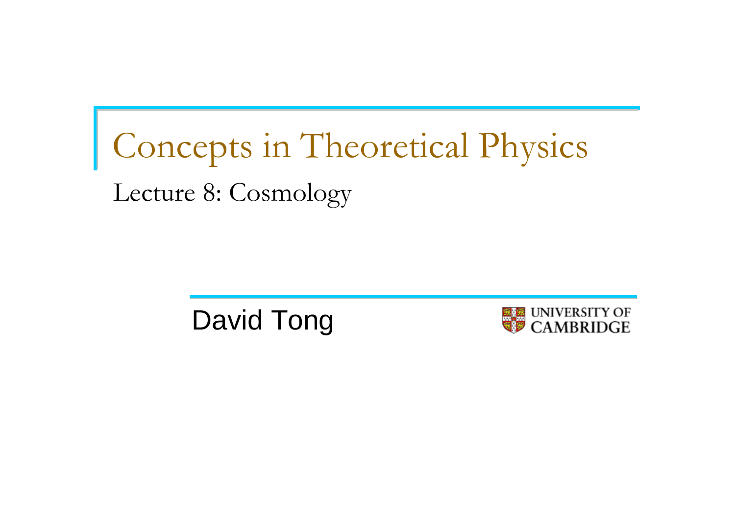# Concepts in Theoretical Physics

## Lecture 8: Cosmology

David Tong

UNIVERSITY OF CAMBRIDGE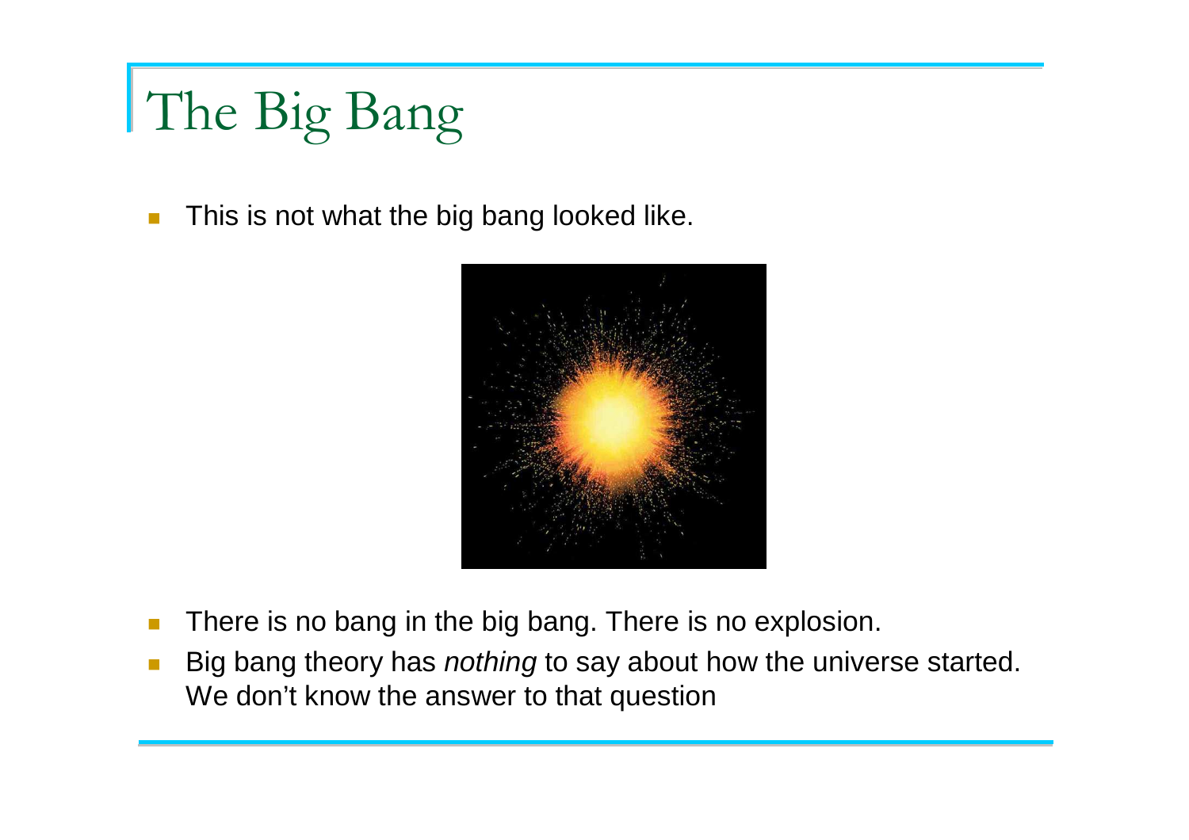# The Big Bang

- This is not what the big bang looked like.

- There is no bang in the big bang. There is no explosion.
- Big bang theory has *nothing* to say about how the universe started. We don't know the answer to that question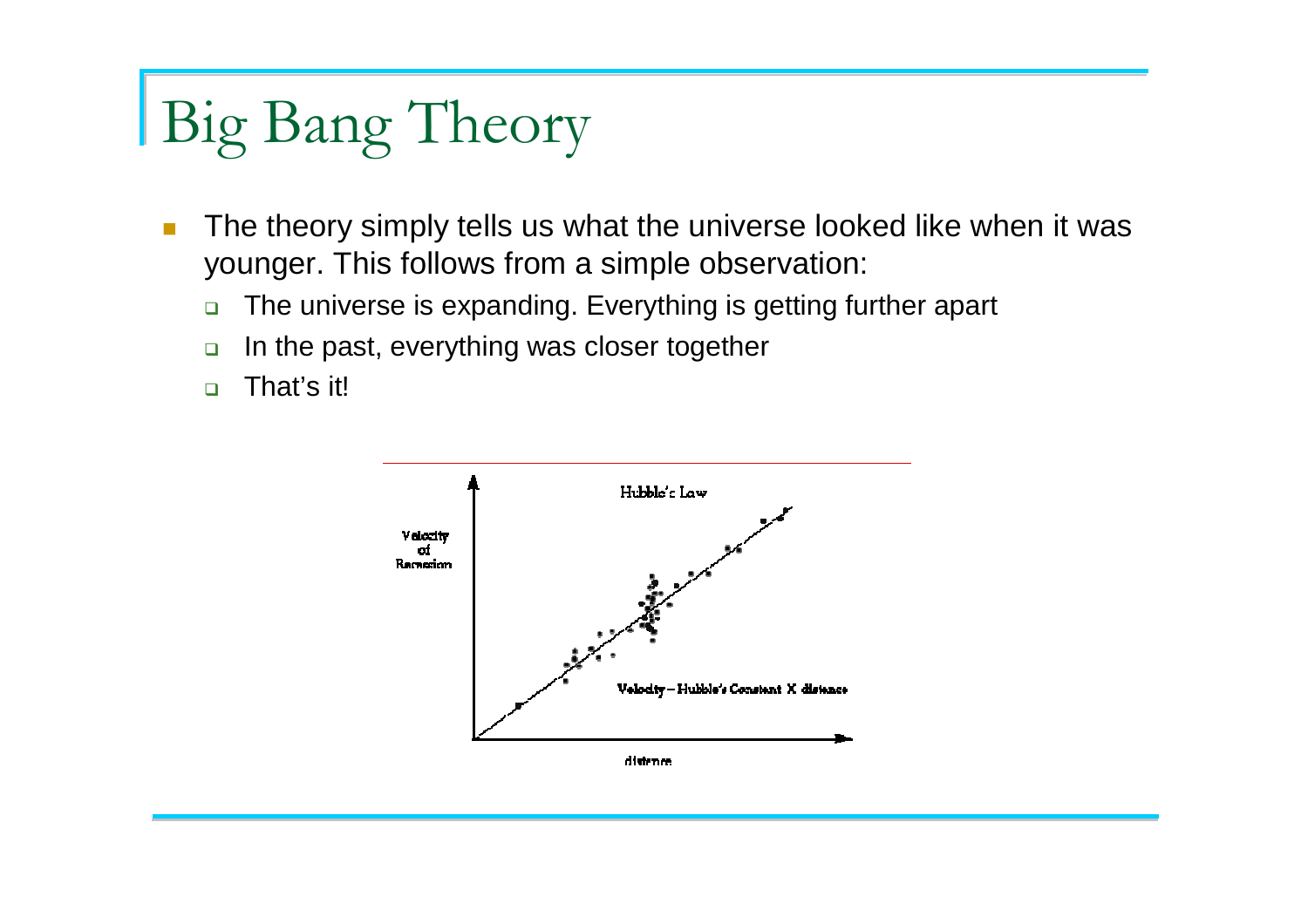# Big Bang Theory

- The theory simply tells us what the universe looked like when it was younger. This follows from a simple observation:
  - The universe is expanding. Everything is getting further apart
  - In the past, everything was closer together
  - That's it!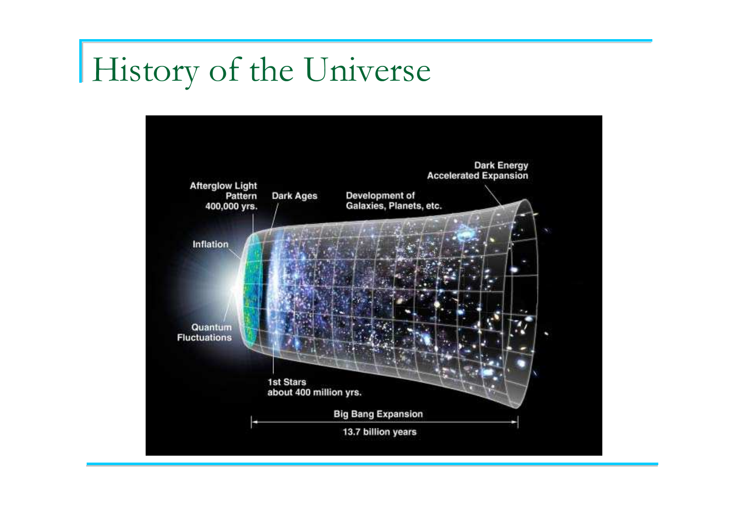# History of the Universe

Afterglow Light Pattern 400,000 yrs.

Dark Ages

Development of Galaxies, Planets, etc.

Dark Energy Accelerated Expansion

Inflation

Quantum Fluctuations

1st Stars about 400 million yrs.

Big Bang Expansion

13.7 billion years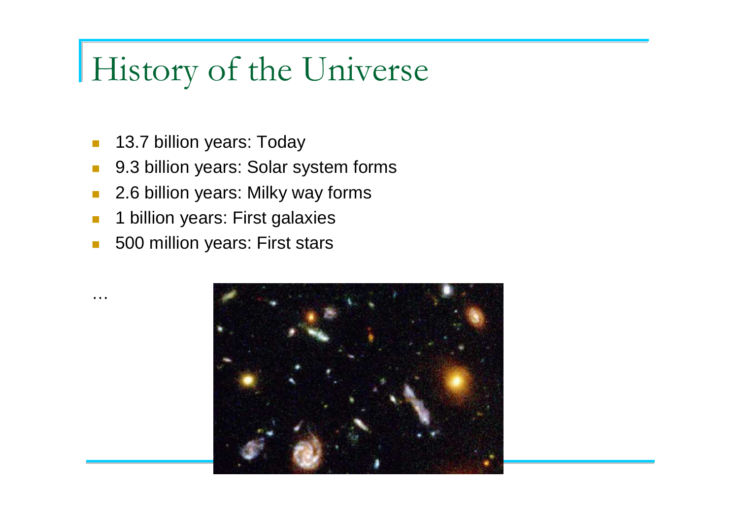# History of the Universe

- 13.7 billion years: Today
- 9.3 billion years: Solar system forms
- 2.6 billion years: Milky way forms
- 1 billion years: First galaxies
- 500 million years: First stars

…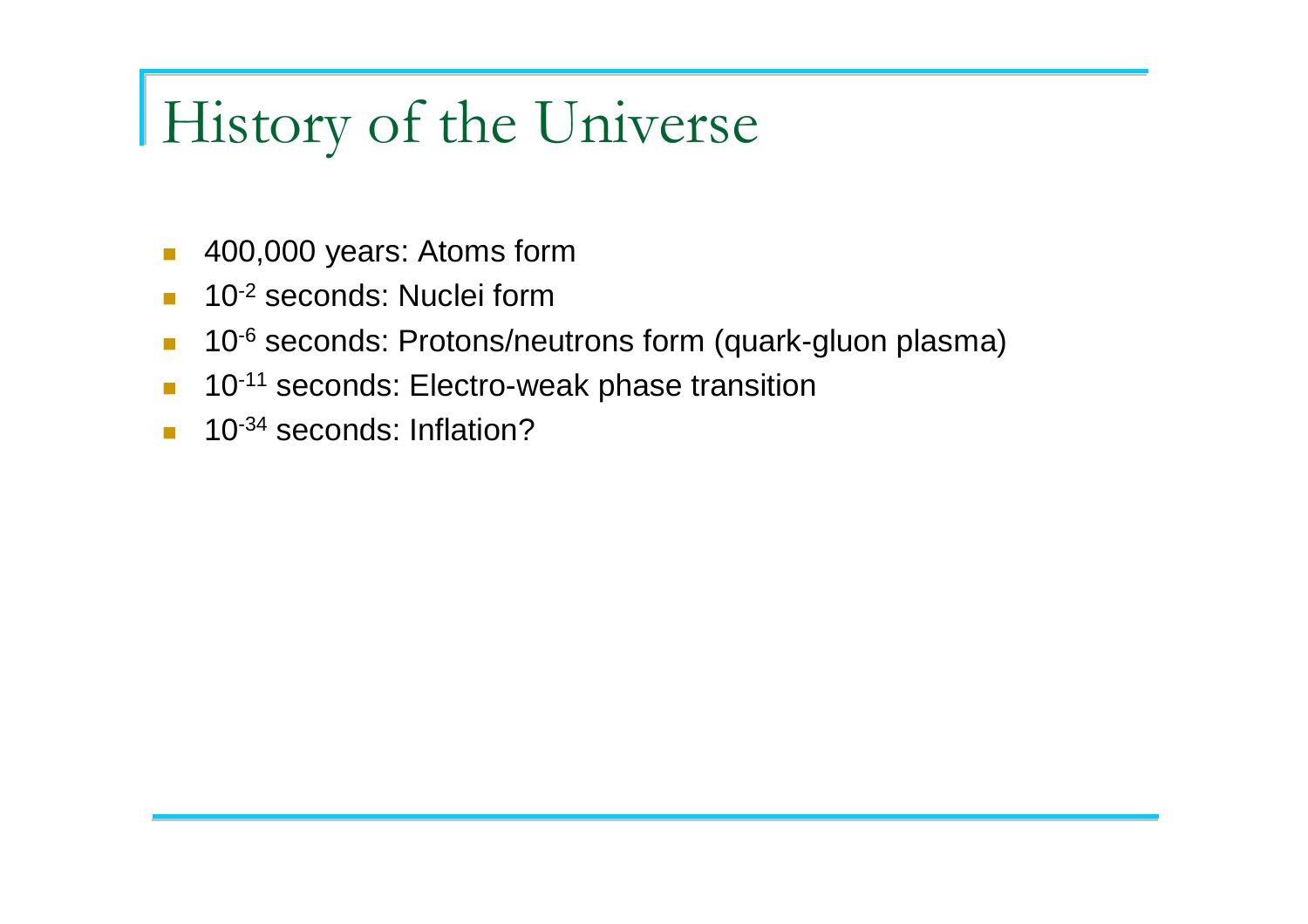# History of the Universe

- 400,000 years: Atoms form
- $10^{-2}$ seconds: Nuclei form
- $10^{-6}$ seconds: Protons/neutrons form (quark-gluon plasma)
- $10^{-11}$ seconds: Electro-weak phase transition
- $10^{-34}$ seconds: Inflation?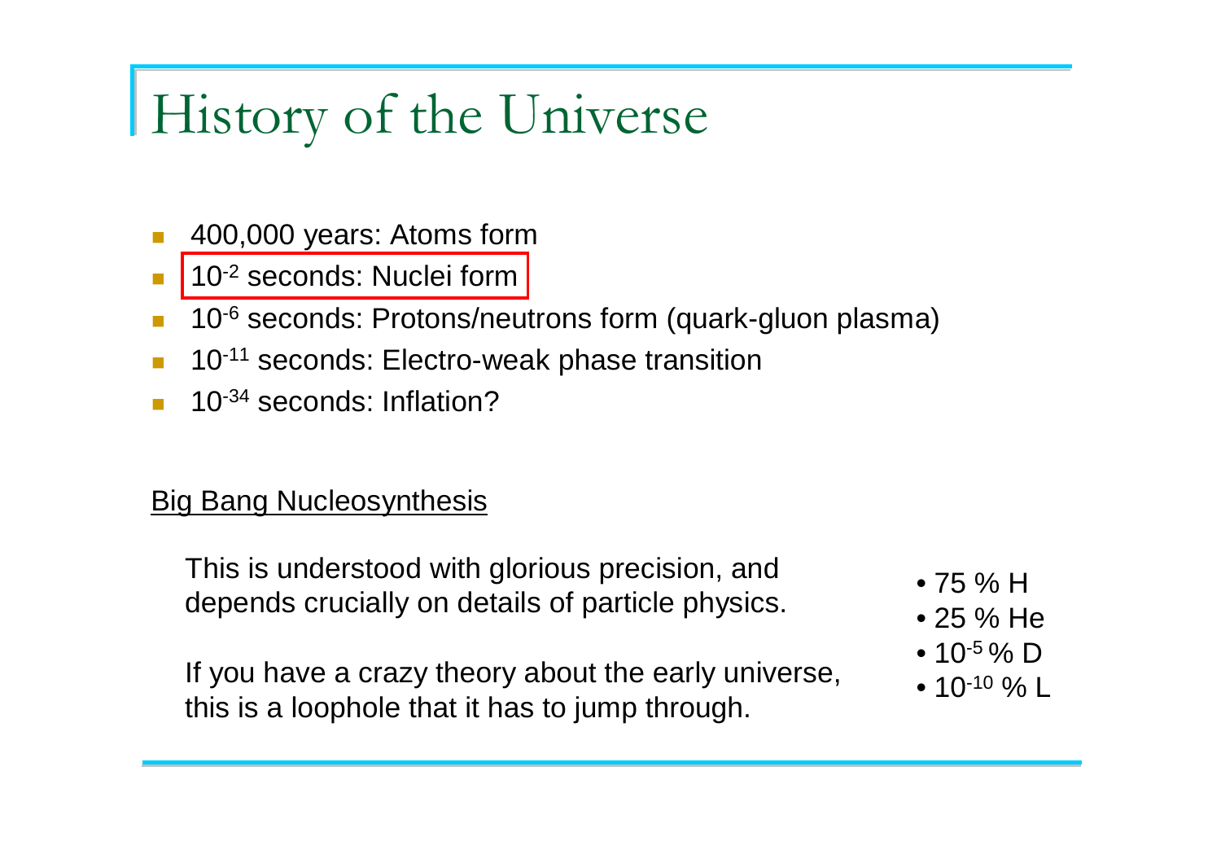# History of the Universe

- 400,000 years: Atoms form
- $10^{-2}$ seconds: Nuclei form
- $10^{-6}$ seconds: Protons/neutrons form (quark-gluon plasma)
- $10^{-11}$ seconds: Electro-weak phase transition
- $10^{-34}$ seconds: Inflation?

<u>Big Bang Nucleosynthesis</u>

This is understood with glorious precision, and depends crucially on details of particle physics.

If you have a crazy theory about the early universe, this is a loophole that it has to jump through.

- 75 % H
- 25 % He
- $10^{-5}$ % D
- $10^{-10}$ % L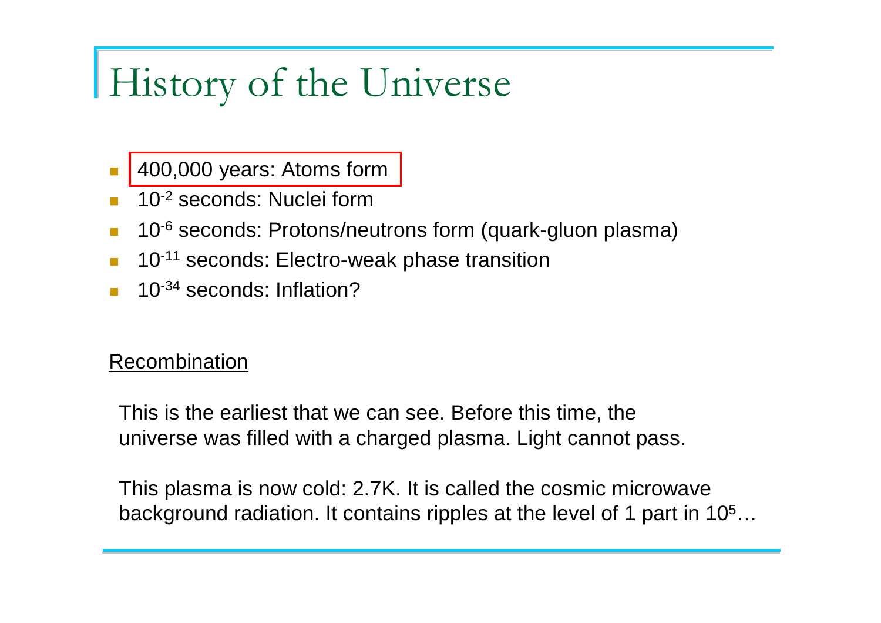# History of the Universe

- 400,000 years: Atoms form
- $10^{-2}$ seconds: Nuclei form
- $10^{-6}$ seconds: Protons/neutrons form (quark-gluon plasma)
- $10^{-11}$ seconds: Electro-weak phase transition
- $10^{-34}$ seconds: Inflation?

<u>Recombination</u>

This is the earliest that we can see. Before this time, the universe was filled with a charged plasma. Light cannot pass.

This plasma is now cold: 2.7K. It is called the cosmic microwave background radiation. It contains ripples at the level of 1 part in $10^5$…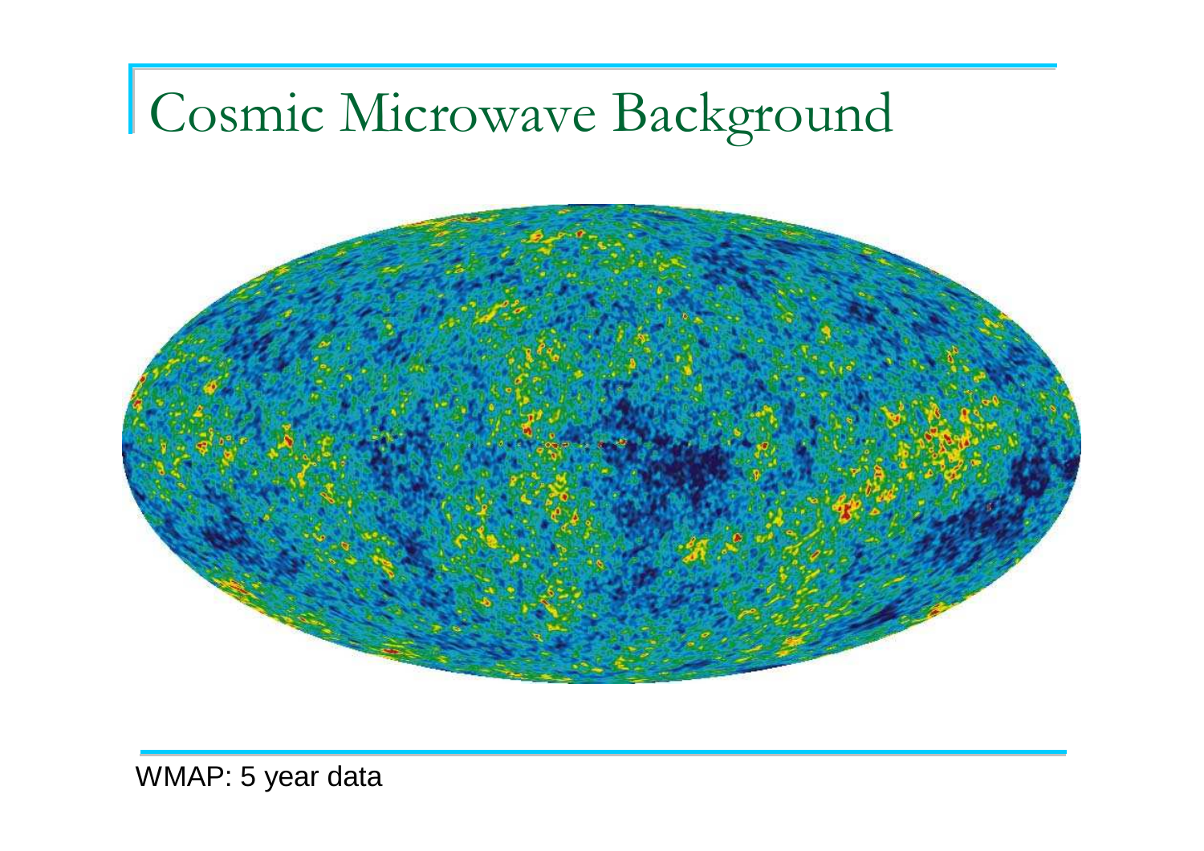# Cosmic Microwave Background

WMAP: 5 year data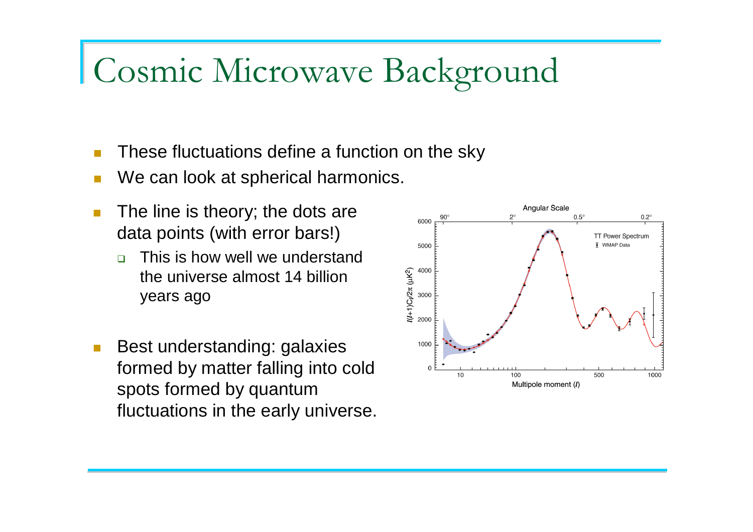# Cosmic Microwave Background

- These fluctuations define a function on the sky
- We can look at spherical harmonics.
- The line is theory; the dots are data points (with error bars!)
  - This is how well we understand the universe almost 14 billion years ago
- Best understanding: galaxies formed by matter falling into cold spots formed by quantum fluctuations in the early universe.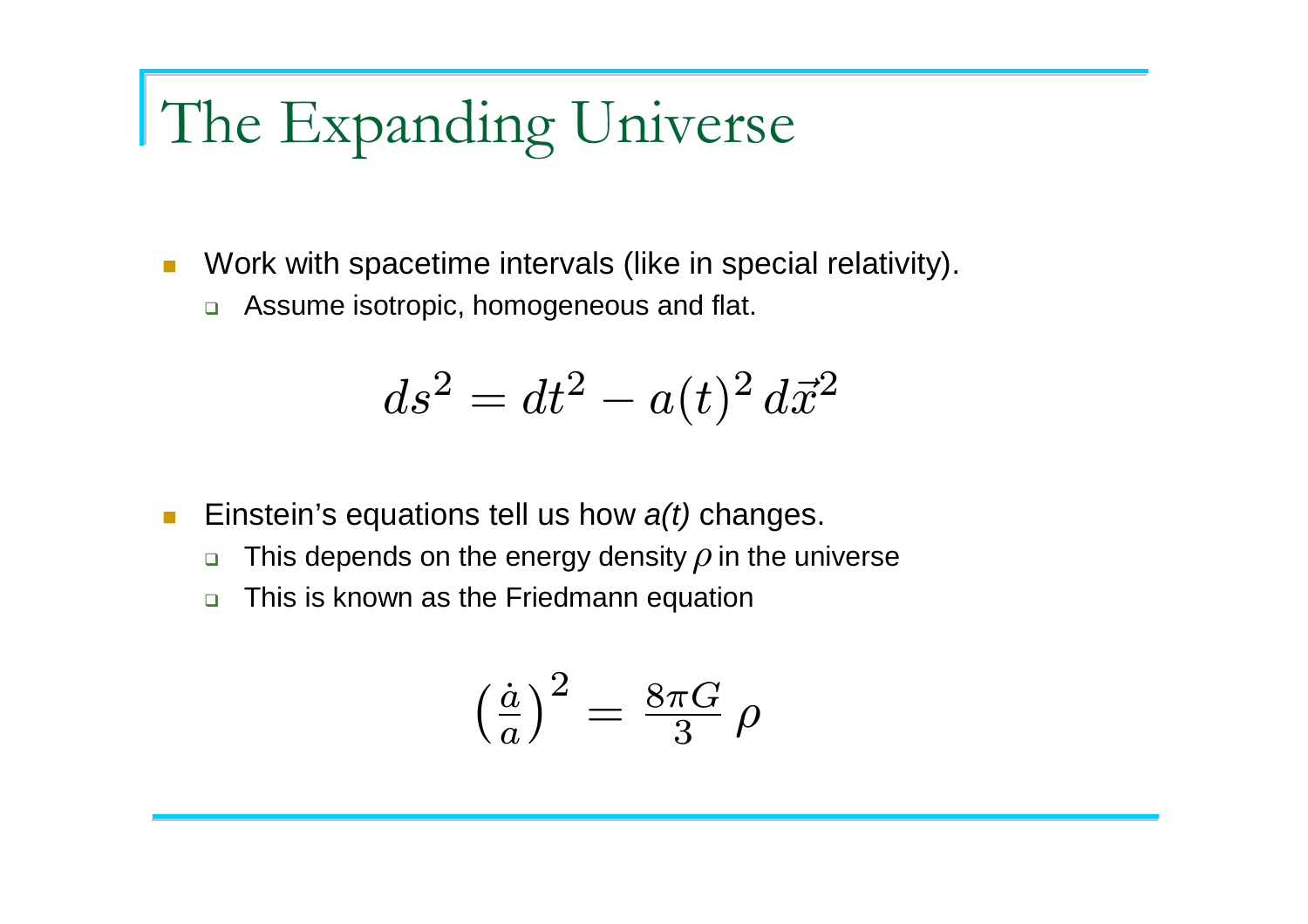# The Expanding Universe

- Work with spacetime intervals (like in special relativity).
  - Assume isotropic, homogeneous and flat.

$$ds^2 = dt^2 - a(t)^2 \, d\vec{x}^2$$

- Einstein's equations tell us how *a(t)* changes.
  - This depends on the energy density $\rho$ in the universe
  - This is known as the Friedmann equation

$$\left(\frac{\dot{a}}{a}\right)^2 = \frac{8\pi G}{3} \, \rho$$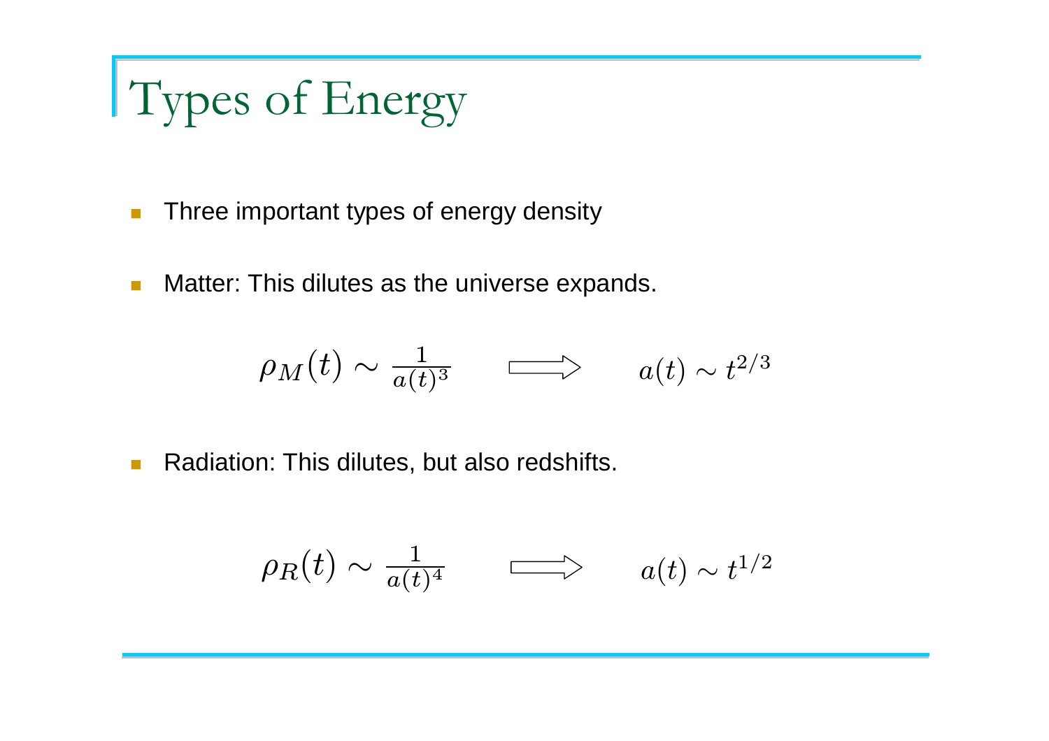# Types of Energy

- Three important types of energy density
- Matter: This dilutes as the universe expands.

$$\rho_M(t) \sim \frac{1}{a(t)^3} \quad \Longrightarrow \quad a(t) \sim t^{2/3}$$

- Radiation: This dilutes, but also redshifts.

$$\rho_R(t) \sim \frac{1}{a(t)^4} \quad \Longrightarrow \quad a(t) \sim t^{1/2}$$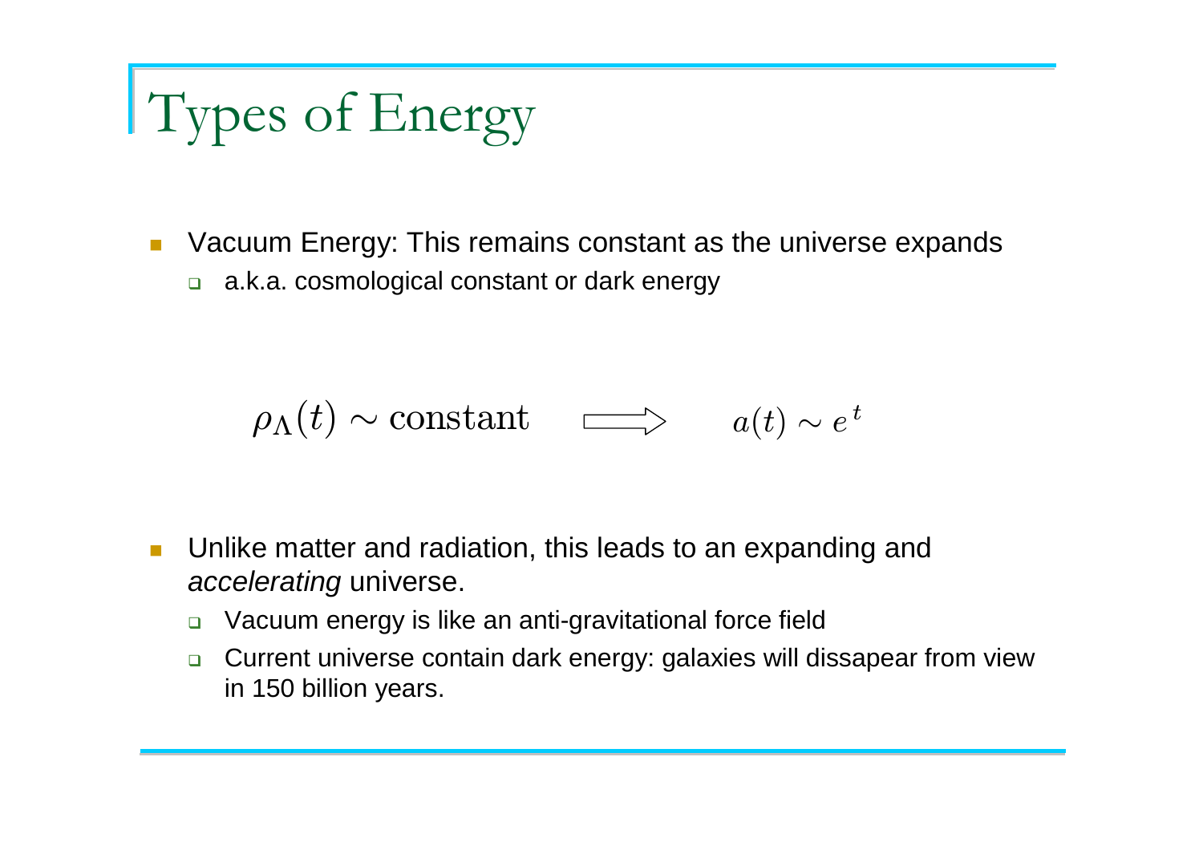# Types of Energy

- Vacuum Energy: This remains constant as the universe expands
  - a.k.a. cosmological constant or dark energy

$$\rho_\Lambda(t) \sim \text{constant} \quad \Longrightarrow \quad a(t) \sim e^{\,t}$$

- Unlike matter and radiation, this leads to an expanding and *accelerating* universe.
  - Vacuum energy is like an anti-gravitational force field
  - Current universe contain dark energy: galaxies will dissapear from view in 150 billion years.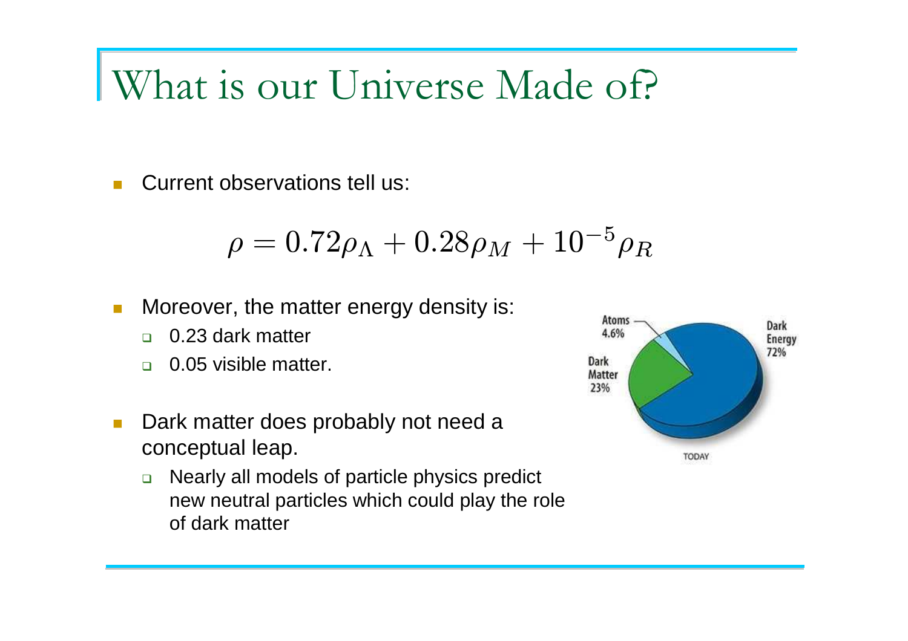# What is our Universe Made of?

- Current observations tell us:

$$\rho = 0.72\rho_\Lambda + 0.28\rho_M + 10^{-5}\rho_R$$

- Moreover, the matter energy density is:
  - 0.23 dark matter
  - 0.05 visible matter.
- Dark matter does probably not need a conceptual leap.
  - Nearly all models of particle physics predict new neutral particles which could play the role of dark matter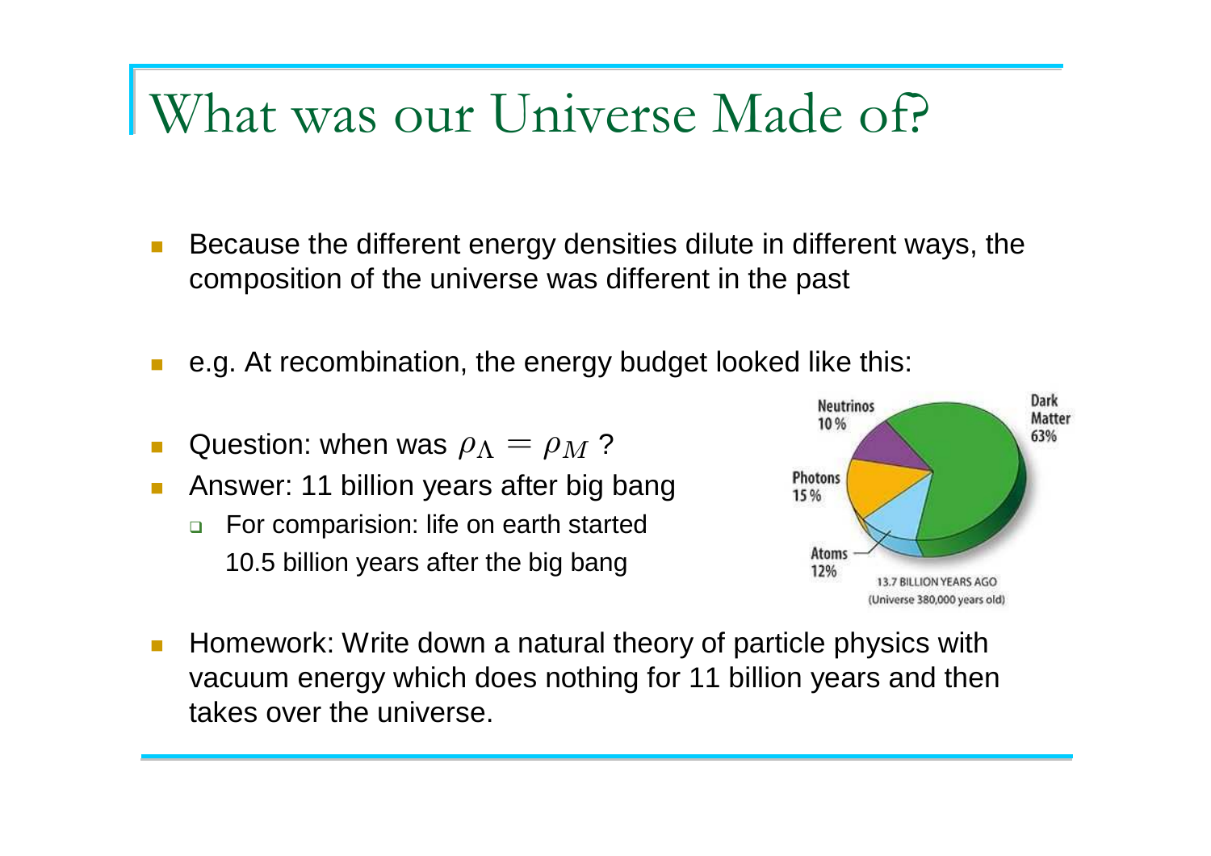# What was our Universe Made of?

- Because the different energy densities dilute in different ways, the composition of the universe was different in the past

- e.g. At recombination, the energy budget looked like this:

- Question: when was $\rho_\Lambda = \rho_M$ ?
- Answer: 11 billion years after big bang
  - For comparision: life on earth started 10.5 billion years after the big bang

Neutrinos
10 %

Dark
Matter
63%

Photons
15 %

Atoms
12%

13.7 BILLION YEARS AGO
(Universe 380,000 years old)

- Homework: Write down a natural theory of particle physics with vacuum energy which does nothing for 11 billion years and then takes over the universe.